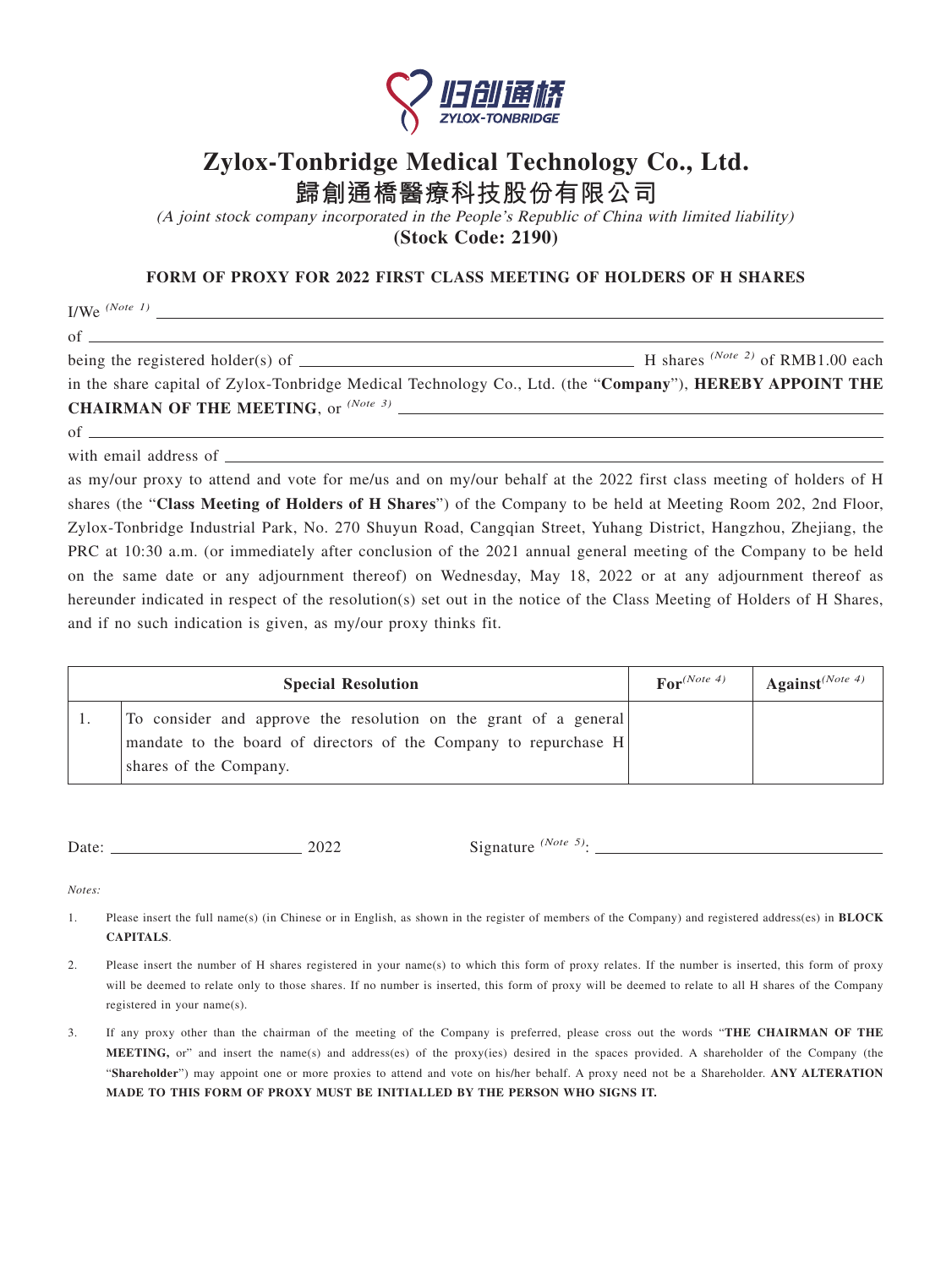# Zylox-Tonbridge Medical Technology Co., Ltd.

# 歸創通橋醫療科技股份有限公司

*(A joint stock company incorporated in the People's Republic of China with limited liability)*

**(Stock Code: 2190)**

## FORM OF PROXY FOR 2022 FIRST CLASS MEETING OF HOLDERS OF H SHARES

I/We *(Note 1)* ____________________________________________

of ____________________________________________

being the registered holder(s) of ______________________ H shares *(Note 2)* of RMB1.00 each in the share capital of Zylox-Tonbridge Medical Technology Co., Ltd. (the "**Company**"), **HEREBY APPOINT THE CHAIRMAN OF THE MEETING**, or *(Note 3)* ______________________

of ____________________________________________

with email address of ____________________________________________

as my/our proxy to attend and vote for me/us and on my/our behalf at the 2022 first class meeting of holders of H shares (the "**Class Meeting of Holders of H Shares**") of the Company to be held at Meeting Room 202, 2nd Floor, Zylox-Tonbridge Industrial Park, No. 270 Shuyun Road, Cangqian Street, Yuhang District, Hangzhou, Zhejiang, the PRC at 10:30 a.m. (or immediately after conclusion of the 2021 annual general meeting of the Company to be held on the same date or any adjournment thereof) on Wednesday, May 18, 2022 or at any adjournment thereof as hereunder indicated in respect of the resolution(s) set out in the notice of the Class Meeting of Holders of H Shares, and if no such indication is given, as my/our proxy thinks fit.

| | Special Resolution | For *(Note 4)* | Against *(Note 4)* |
|---|---|---|---|
| 1. | To consider and approve the resolution on the grant of a general mandate to the board of directors of the Company to repurchase H shares of the Company. | | |

Date: ______________________ 2022 Signature *(Note 5)*: ______________________

*Notes:*

1. Please insert the full name(s) (in Chinese or in English, as shown in the register of members of the Company) and registered address(es) in **BLOCK CAPITALS**.
2. Please insert the number of H shares registered in your name(s) to which this form of proxy relates. If the number is inserted, this form of proxy will be deemed to relate only to those shares. If no number is inserted, this form of proxy will be deemed to relate to all H shares of the Company registered in your name(s).
3. If any proxy other than the chairman of the meeting of the Company is preferred, please cross out the words "**THE CHAIRMAN OF THE MEETING,** or" and insert the name(s) and address(es) of the proxy(ies) desired in the spaces provided. A shareholder of the Company (the "**Shareholder**") may appoint one or more proxies to attend and vote on his/her behalf. A proxy need not be a Shareholder. **ANY ALTERATION MADE TO THIS FORM OF PROXY MUST BE INITIALLED BY THE PERSON WHO SIGNS IT.**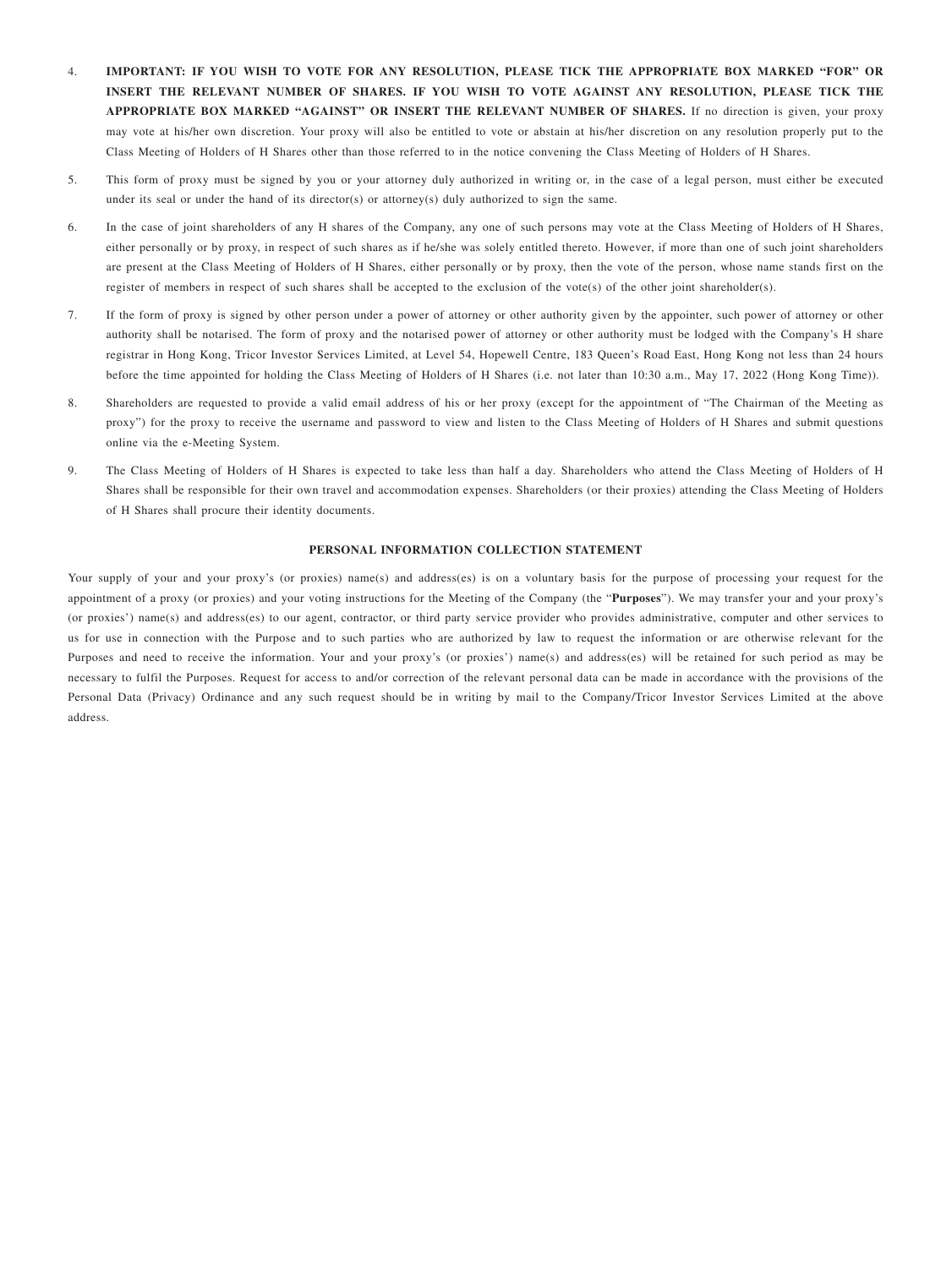4. **IMPORTANT: IF YOU WISH TO VOTE FOR ANY RESOLUTION, PLEASE TICK THE APPROPRIATE BOX MARKED "FOR" OR INSERT THE RELEVANT NUMBER OF SHARES. IF YOU WISH TO VOTE AGAINST ANY RESOLUTION, PLEASE TICK THE APPROPRIATE BOX MARKED "AGAINST" OR INSERT THE RELEVANT NUMBER OF SHARES.** If no direction is given, your proxy may vote at his/her own discretion. Your proxy will also be entitled to vote or abstain at his/her discretion on any resolution properly put to the Class Meeting of Holders of H Shares other than those referred to in the notice convening the Class Meeting of Holders of H Shares.

5. This form of proxy must be signed by you or your attorney duly authorized in writing or, in the case of a legal person, must either be executed under its seal or under the hand of its director(s) or attorney(s) duly authorized to sign the same.

6. In the case of joint shareholders of any H shares of the Company, any one of such persons may vote at the Class Meeting of Holders of H Shares, either personally or by proxy, in respect of such shares as if he/she was solely entitled thereto. However, if more than one of such joint shareholders are present at the Class Meeting of Holders of H Shares, either personally or by proxy, then the vote of the person, whose name stands first on the register of members in respect of such shares shall be accepted to the exclusion of the vote(s) of the other joint shareholder(s).

7. If the form of proxy is signed by other person under a power of attorney or other authority given by the appointer, such power of attorney or other authority shall be notarised. The form of proxy and the notarised power of attorney or other authority must be lodged with the Company's H share registrar in Hong Kong, Tricor Investor Services Limited, at Level 54, Hopewell Centre, 183 Queen's Road East, Hong Kong not less than 24 hours before the time appointed for holding the Class Meeting of Holders of H Shares (i.e. not later than 10:30 a.m., May 17, 2022 (Hong Kong Time)).

8. Shareholders are requested to provide a valid email address of his or her proxy (except for the appointment of "The Chairman of the Meeting as proxy") for the proxy to receive the username and password to view and listen to the Class Meeting of Holders of H Shares and submit questions online via the e-Meeting System.

9. The Class Meeting of Holders of H Shares is expected to take less than half a day. Shareholders who attend the Class Meeting of Holders of H Shares shall be responsible for their own travel and accommodation expenses. Shareholders (or their proxies) attending the Class Meeting of Holders of H Shares shall procure their identity documents.

## PERSONAL INFORMATION COLLECTION STATEMENT

Your supply of your and your proxy's (or proxies) name(s) and address(es) is on a voluntary basis for the purpose of processing your request for the appointment of a proxy (or proxies) and your voting instructions for the Meeting of the Company (the "**Purposes**"). We may transfer your and your proxy's (or proxies') name(s) and address(es) to our agent, contractor, or third party service provider who provides administrative, computer and other services to us for use in connection with the Purpose and to such parties who are authorized by law to request the information or are otherwise relevant for the Purposes and need to receive the information. Your and your proxy's (or proxies') name(s) and address(es) will be retained for such period as may be necessary to fulfil the Purposes. Request for access to and/or correction of the relevant personal data can be made in accordance with the provisions of the Personal Data (Privacy) Ordinance and any such request should be in writing by mail to the Company/Tricor Investor Services Limited at the above address.